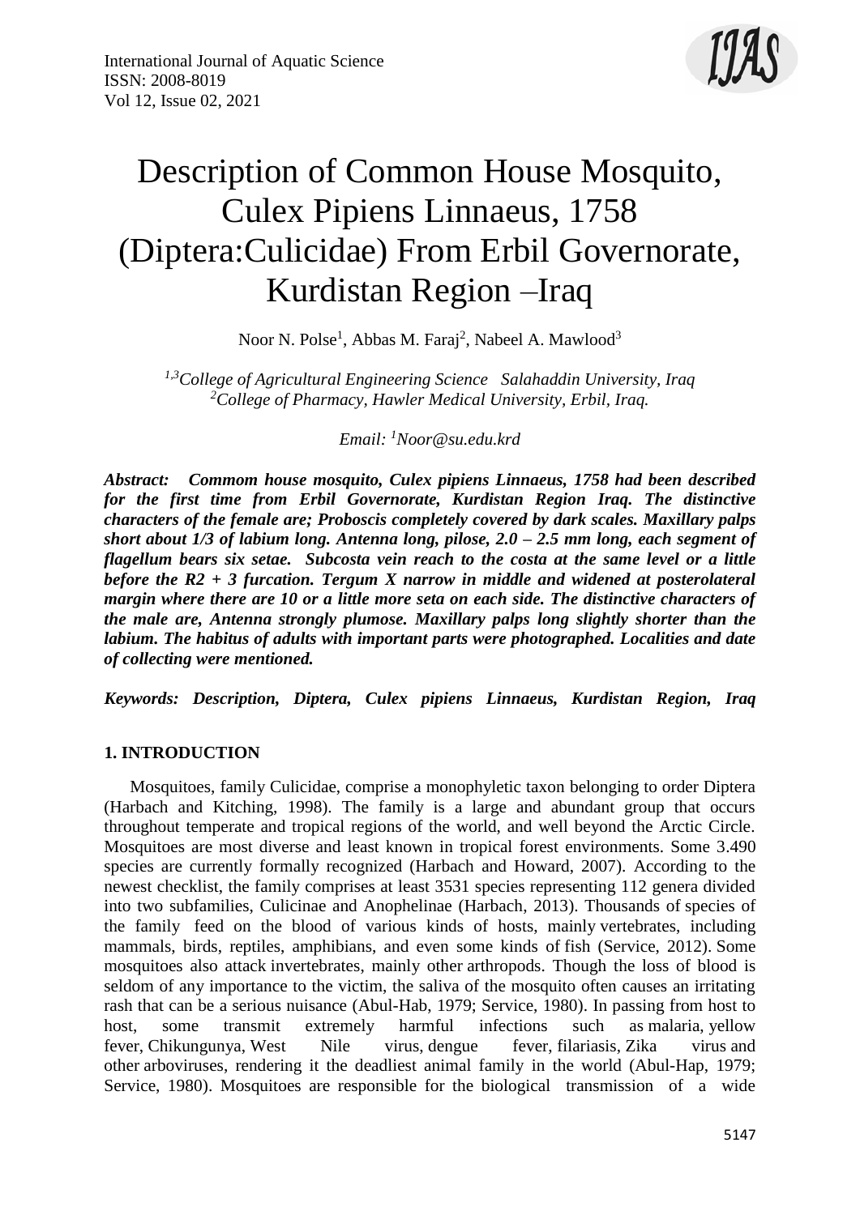# Description of Common House Mosquito, Culex Pipiens Linnaeus, 1758 (Diptera:Culicidae) From Erbil Governorate, Kurdistan Region –Iraq

Noor N. Polse[1], Abbas M. Faraj[2], Nabeel A. Mawlood[3]

[1,3]*College of Agricultural Engineering Science Salahaddin University, Iraq*
[2]*College of Pharmacy, Hawler Medical University, Erbil, Iraq.*

*Email: [1]Noor@su.edu.krd*

***Abstract: Commom house mosquito, Culex pipiens Linnaeus, 1758 had been described for the first time from Erbil Governorate, Kurdistan Region Iraq. The distinctive characters of the female are; Proboscis completely covered by dark scales. Maxillary palps short about 1/3 of labium long. Antenna long, pilose, 2.0 – 2.5 mm long, each segment of flagellum bears six setae. Subcosta vein reach to the costa at the same level or a little before the R2 + 3 furcation. Tergum X narrow in middle and widened at posterolateral margin where there are 10 or a little more seta on each side. The distinctive characters of the male are, Antenna strongly plumose. Maxillary palps long slightly shorter than the labium. The habitus of adults with important parts were photographed. Localities and date of collecting were mentioned.***

***Keywords: Description, Diptera, Culex pipiens Linnaeus, Kurdistan Region, Iraq***

## 1. INTRODUCTION

Mosquitoes, family Culicidae, comprise a monophyletic taxon belonging to order Diptera (Harbach and Kitching, 1998). The family is a large and abundant group that occurs throughout temperate and tropical regions of the world, and well beyond the Arctic Circle. Mosquitoes are most diverse and least known in tropical forest environments. Some 3.490 species are currently formally recognized (Harbach and Howard, 2007). According to the newest checklist, the family comprises at least 3531 species representing 112 genera divided into two subfamilies, Culicinae and Anophelinae (Harbach, 2013). Thousands of species of the family feed on the blood of various kinds of hosts, mainly vertebrates, including mammals, birds, reptiles, amphibians, and even some kinds of fish (Service, 2012). Some mosquitoes also attack invertebrates, mainly other arthropods. Though the loss of blood is seldom of any importance to the victim, the saliva of the mosquito often causes an irritating rash that can be a serious nuisance (Abul-Hab, 1979; Service, 1980). In passing from host to host, some transmit extremely harmful infections such as malaria, yellow fever, Chikungunya, West Nile virus, dengue fever, filariasis, Zika virus and other arboviruses, rendering it the deadliest animal family in the world (Abul-Hap, 1979; Service, 1980). Mosquitoes are responsible for the biological transmission of a wide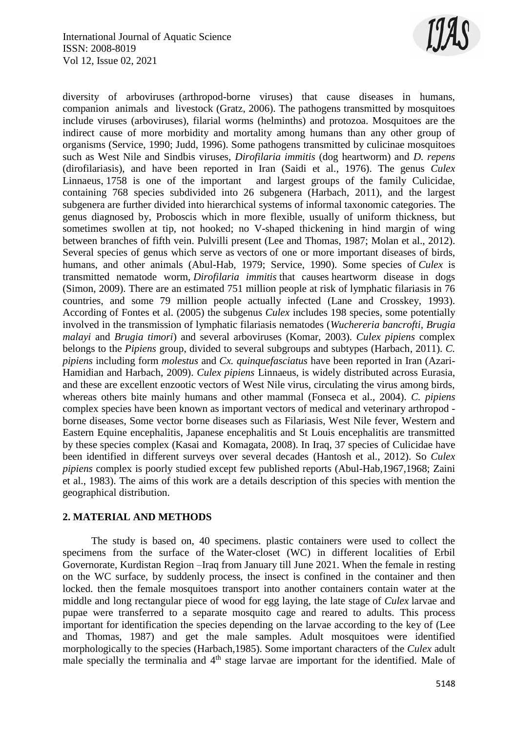diversity of arboviruses (arthropod-borne viruses) that cause diseases in humans, companion animals and livestock (Gratz, 2006). The pathogens transmitted by mosquitoes include viruses (arboviruses), filarial worms (helminths) and protozoa. Mosquitoes are the indirect cause of more morbidity and mortality among humans than any other group of organisms (Service, 1990; Judd, 1996). Some pathogens transmitted by culicinae mosquitoes such as West Nile and Sindbis viruses, *Dirofilaria immitis* (dog heartworm) and *D. repens* (dirofilariasis), and have been reported in Iran (Saidi et al., 1976). The genus *Culex* Linnaeus, 1758 is one of the important and largest groups of the family Culicidae, containing 768 species subdivided into 26 subgenera (Harbach, 2011), and the largest subgenera are further divided into hierarchical systems of informal taxonomic categories. The genus diagnosed by, Proboscis which in more flexible, usually of uniform thickness, but sometimes swollen at tip, not hooked; no V-shaped thickening in hind margin of wing between branches of fifth vein. Pulvilli present (Lee and Thomas, 1987; Molan et al., 2012). Several species of genus which serve as vectors of one or more important diseases of birds, humans, and other animals (Abul-Hab, 1979; Service, 1990). Some species of *Culex* is transmitted nematode worm, *Dirofilaria immitis* that causes heartworm disease in dogs (Simon, 2009). There are an estimated 751 million people at risk of lymphatic filariasis in 76 countries, and some 79 million people actually infected (Lane and Crosskey, 1993). According of Fontes et al. (2005) the subgenus *Culex* includes 198 species, some potentially involved in the transmission of lymphatic filariasis nematodes (*Wuchereria bancrofti*, *Brugia malayi* and *Brugia timori*) and several arboviruses (Komar, 2003). *Culex pipiens* complex belongs to the *Pipiens* group, divided to several subgroups and subtypes (Harbach, 2011). *C. pipiens* including form *molestus* and *Cx. quinquefasciatus* have been reported in Iran (Azari-Hamidian and Harbach, 2009). *Culex pipiens* Linnaeus, is widely distributed across Eurasia, and these are excellent enzootic vectors of West Nile virus, circulating the virus among birds, whereas others bite mainly humans and other mammal (Fonseca et al., 2004). *C. pipiens* complex species have been known as important vectors of medical and veterinary arthropod -borne diseases, Some vector borne diseases such as Filariasis, West Nile fever, Western and Eastern Equine encephalitis, Japanese encephalitis and St Louis encephalitis are transmitted by these species complex (Kasai and Komagata, 2008). In Iraq, 37 species of Culicidae have been identified in different surveys over several decades (Hantosh et al., 2012). So *Culex pipiens* complex is poorly studied except few published reports (Abul-Hab,1967,1968; Zaini et al., 1983). The aims of this work are a details description of this species with mention the geographical distribution.

## 2. MATERIAL AND METHODS

The study is based on, 40 specimens. plastic containers were used to collect the specimens from the surface of the Water-closet (WC) in different localities of Erbil Governorate, Kurdistan Region –Iraq from January till June 2021. When the female in resting on the WC surface, by suddenly process, the insect is confined in the container and then locked. then the female mosquitoes transport into another containers contain water at the middle and long rectangular piece of wood for egg laying, the late stage of *Culex* larvae and pupae were transferred to a separate mosquito cage and reared to adults. This process important for identification the species depending on the larvae according to the key of (Lee and Thomas, 1987) and get the male samples. Adult mosquitoes were identified morphologically to the species (Harbach,1985). Some important characters of the *Culex* adult male specially the terminalia and 4th stage larvae are important for the identified. Male of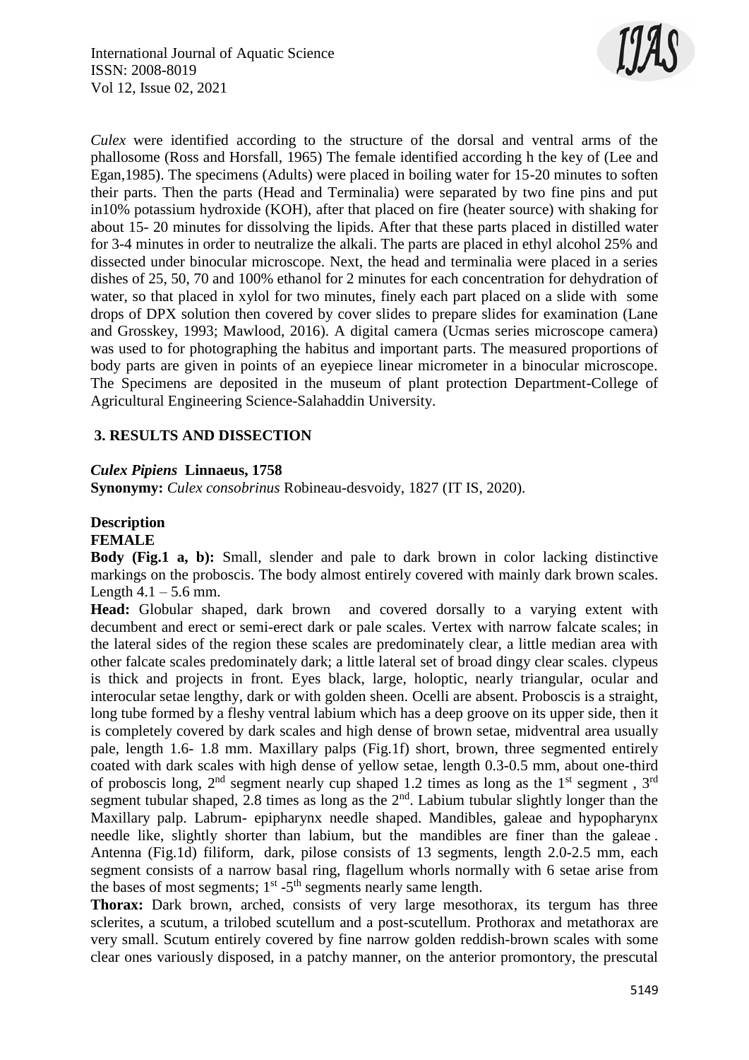*Culex* were identified according to the structure of the dorsal and ventral arms of the phallosome (Ross and Horsfall, 1965) The female identified according h the key of (Lee and Egan,1985). The specimens (Adults) were placed in boiling water for 15-20 minutes to soften their parts. Then the parts (Head and Terminalia) were separated by two fine pins and put in10% potassium hydroxide (KOH), after that placed on fire (heater source) with shaking for about 15- 20 minutes for dissolving the lipids. After that these parts placed in distilled water for 3-4 minutes in order to neutralize the alkali. The parts are placed in ethyl alcohol 25% and dissected under binocular microscope. Next, the head and terminalia were placed in a series dishes of 25, 50, 70 and 100% ethanol for 2 minutes for each concentration for dehydration of water, so that placed in xylol for two minutes, finely each part placed on a slide with some drops of DPX solution then covered by cover slides to prepare slides for examination (Lane and Grosskey, 1993; Mawlood, 2016). A digital camera (Ucmas series microscope camera) was used to for photographing the habitus and important parts. The measured proportions of body parts are given in points of an eyepiece linear micrometer in a binocular microscope. The Specimens are deposited in the museum of plant protection Department-College of Agricultural Engineering Science-Salahaddin University.

## 3. RESULTS AND DISSECTION

### *Culex Pipiens* Linnaeus, 1758

**Synonymy:** *Culex consobrinus* Robineau-desvoidy, 1827 (IT IS, 2020).

### Description

**FEMALE**

**Body (Fig.1 a, b):** Small, slender and pale to dark brown in color lacking distinctive markings on the proboscis. The body almost entirely covered with mainly dark brown scales. Length 4.1 – 5.6 mm.

**Head:** Globular shaped, dark brown and covered dorsally to a varying extent with decumbent and erect or semi-erect dark or pale scales. Vertex with narrow falcate scales; in the lateral sides of the region these scales are predominately clear, a little median area with other falcate scales predominately dark; a little lateral set of broad dingy clear scales. clypeus is thick and projects in front. Eyes black, large, holoptic, nearly triangular, ocular and interocular setae lengthy, dark or with golden sheen. Ocelli are absent. Proboscis is a straight, long tube formed by a fleshy ventral labium which has a deep groove on its upper side, then it is completely covered by dark scales and high dense of brown setae, midventral area usually pale, length 1.6- 1.8 mm. Maxillary palps (Fig.1f) short, brown, three segmented entirely coated with dark scales with high dense of yellow setae, length 0.3-0.5 mm, about one-third of proboscis long, 2nd segment nearly cup shaped 1.2 times as long as the 1st segment , 3rd segment tubular shaped, 2.8 times as long as the 2nd. Labium tubular slightly longer than the Maxillary palp. Labrum- epipharynx needle shaped. Mandibles, galeae and hypopharynx needle like, slightly shorter than labium, but the mandibles are finer than the galeae . Antenna (Fig.1d) filiform, dark, pilose consists of 13 segments, length 2.0-2.5 mm, each segment consists of a narrow basal ring, flagellum whorls normally with 6 setae arise from the bases of most segments; 1st -5th segments nearly same length.

**Thorax:** Dark brown, arched, consists of very large mesothorax, its tergum has three sclerites, a scutum, a trilobed scutellum and a post-scutellum. Prothorax and metathorax are very small. Scutum entirely covered by fine narrow golden reddish-brown scales with some clear ones variously disposed, in a patchy manner, on the anterior promontory, the prescutal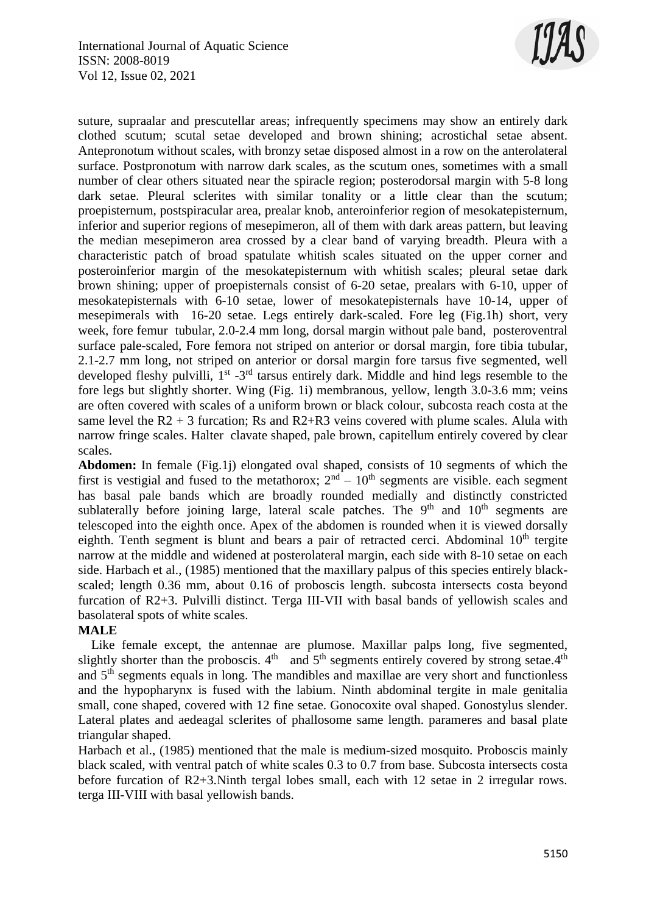suture, supraalar and prescutellar areas; infrequently specimens may show an entirely dark clothed scutum; scutal setae developed and brown shining; acrostichal setae absent. Antepronotum without scales, with bronzy setae disposed almost in a row on the anterolateral surface. Postpronotum with narrow dark scales, as the scutum ones, sometimes with a small number of clear others situated near the spiracle region; posterodorsal margin with 5-8 long dark setae. Pleural sclerites with similar tonality or a little clear than the scutum; proepisternum, postspiracular area, prealar knob, anteroinferior region of mesokatepisternum, inferior and superior regions of mesepimeron, all of them with dark areas pattern, but leaving the median mesepimeron area crossed by a clear band of varying breadth. Pleura with a characteristic patch of broad spatulate whitish scales situated on the upper corner and posteroinferior margin of the mesokatepisternum with whitish scales; pleural setae dark brown shining; upper of proepisternals consist of 6-20 setae, prealars with 6-10, upper of mesokatepisternals with 6-10 setae, lower of mesokatepisternals have 10-14, upper of mesepimerals with 16-20 setae. Legs entirely dark-scaled. Fore leg (Fig.1h) short, very week, fore femur tubular, 2.0-2.4 mm long, dorsal margin without pale band, posteroventral surface pale-scaled, Fore femora not striped on anterior or dorsal margin, fore tibia tubular, 2.1-2.7 mm long, not striped on anterior or dorsal margin fore tarsus five segmented, well developed fleshy pulvilli, 1st -3rd tarsus entirely dark. Middle and hind legs resemble to the fore legs but slightly shorter. Wing (Fig. 1i) membranous, yellow, length 3.0-3.6 mm; veins are often covered with scales of a uniform brown or black colour, subcosta reach costa at the same level the R2 + 3 furcation; Rs and R2+R3 veins covered with plume scales. Alula with narrow fringe scales. Halter clavate shaped, pale brown, capitellum entirely covered by clear scales.

**Abdomen:** In female (Fig.1j) elongated oval shaped, consists of 10 segments of which the first is vestigial and fused to the metathorax; 2nd – 10th segments are visible. each segment has basal pale bands which are broadly rounded medially and distinctly constricted sublaterally before joining large, lateral scale patches. The 9th and 10th segments are telescoped into the eighth once. Apex of the abdomen is rounded when it is viewed dorsally eighth. Tenth segment is blunt and bears a pair of retracted cerci. Abdominal 10th tergite narrow at the middle and widened at posterolateral margin, each side with 8-10 setae on each side. Harbach et al., (1985) mentioned that the maxillary palpus of this species entirely black-scaled; length 0.36 mm, about 0.16 of proboscis length. subcosta intersects costa beyond furcation of R2+3. Pulvilli distinct. Terga III-VII with basal bands of yellowish scales and basolateral spots of white scales.

**MALE**

Like female except, the antennae are plumose. Maxillar palps long, five segmented, slightly shorter than the proboscis. 4th and 5th segments entirely covered by strong setae.4th and 5th segments equals in long. The mandibles and maxillae are very short and functionless and the hypopharynx is fused with the labium. Ninth abdominal tergite in male genitalia small, cone shaped, covered with 12 fine setae. Gonocoxite oval shaped. Gonostylus slender. Lateral plates and aedeagal sclerites of phallosome same length. parameres and basal plate triangular shaped.

Harbach et al., (1985) mentioned that the male is medium-sized mosquito. Proboscis mainly black scaled, with ventral patch of white scales 0.3 to 0.7 from base. Subcosta intersects costa before furcation of R2+3.Ninth tergal lobes small, each with 12 setae in 2 irregular rows. terga III-VIII with basal yellowish bands.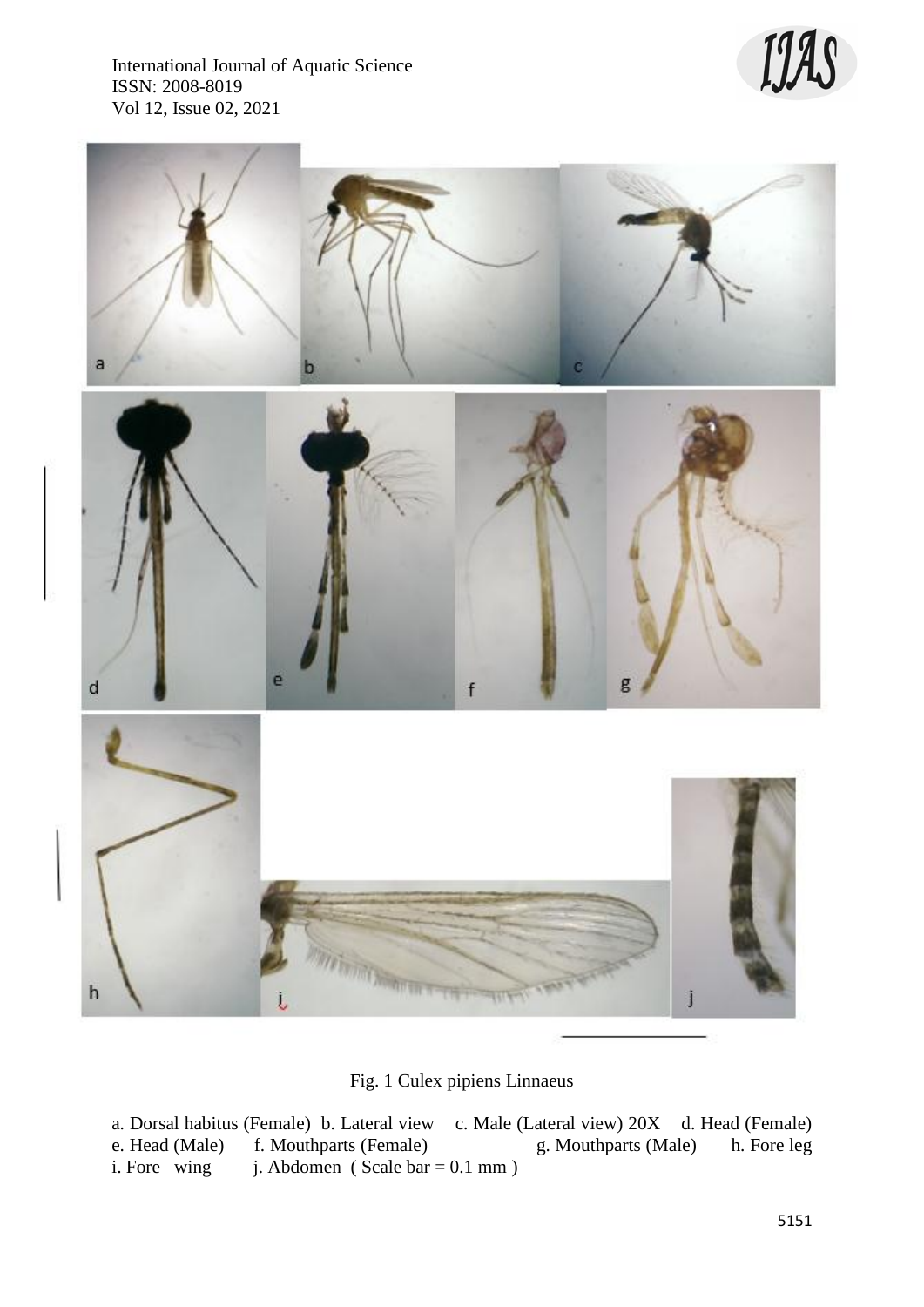Fig. 1 Culex pipiens Linnaeus

a. Dorsal habitus (Female) b. Lateral view c. Male (Lateral view) 20X d. Head (Female) e. Head (Male) f. Mouthparts (Female) g. Mouthparts (Male) h. Fore leg i. Fore wing j. Abdomen ( Scale bar = 0.1 mm )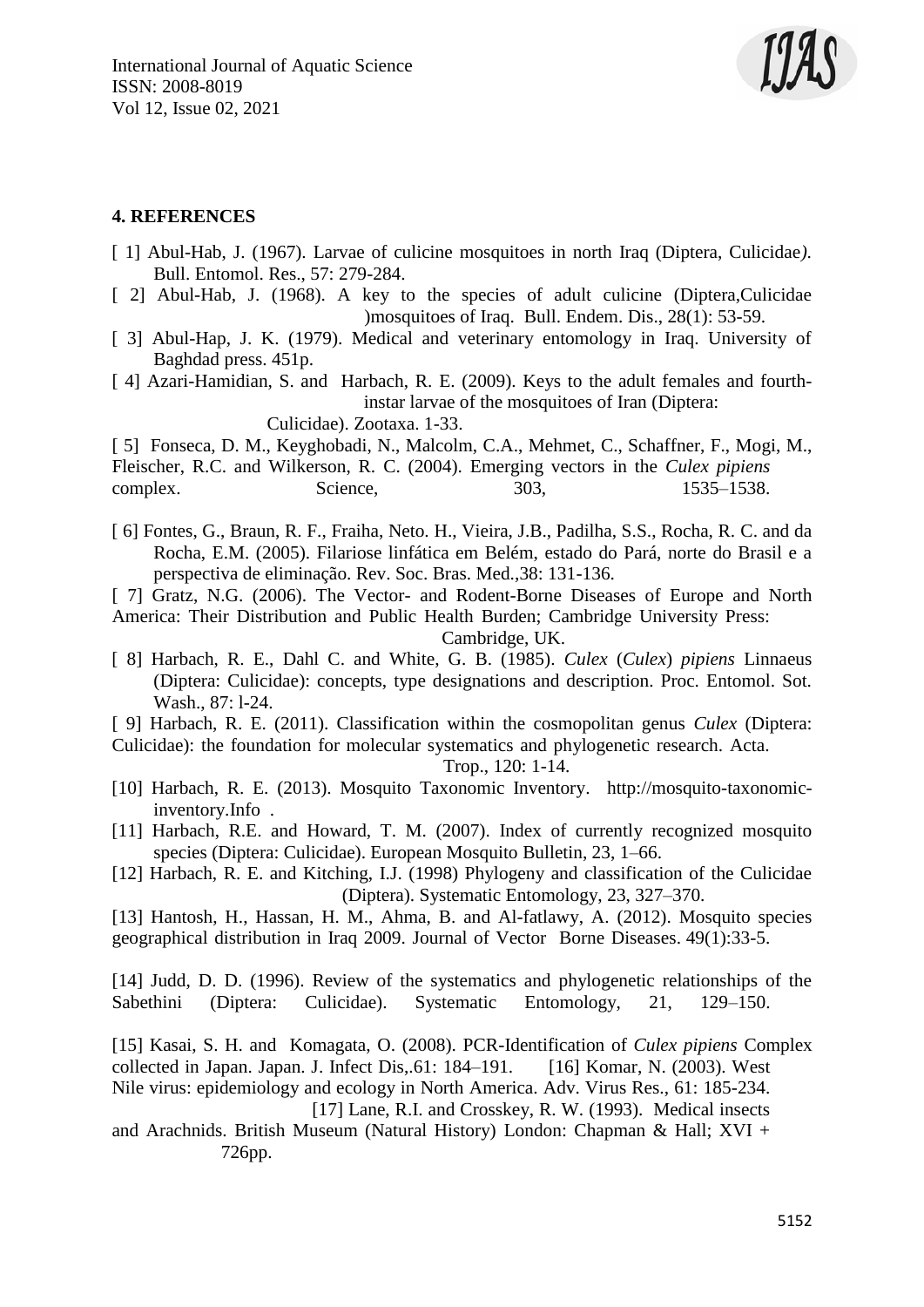## 4. REFERENCES

[ 1] Abul-Hab, J. (1967). Larvae of culicine mosquitoes in north Iraq (Diptera, Culicidae*).* Bull. Entomol. Res., 57: 279-284.

[ 2] Abul-Hab, J. (1968). A key to the species of adult culicine (Diptera,Culicidae )mosquitoes of Iraq. Bull. Endem. Dis., 28(1): 53-59.

[ 3] Abul-Hap, J. K. (1979). Medical and veterinary entomology in Iraq. University of Baghdad press. 451p.

[ 4] Azari-Hamidian, S. and Harbach, R. E. (2009). Keys to the adult females and fourth-instar larvae of the mosquitoes of Iran (Diptera: Culicidae). Zootaxa. 1-33.

[ 5] Fonseca, D. M., Keyghobadi, N., Malcolm, C.A., Mehmet, C., Schaffner, F., Mogi, M., Fleischer, R.C. and Wilkerson, R. C. (2004). Emerging vectors in the *Culex pipiens* complex. Science, 303, 1535–1538.

[ 6] Fontes, G., Braun, R. F., Fraiha, Neto. H., Vieira, J.B., Padilha, S.S., Rocha, R. C. and da Rocha, E.M. (2005). Filariose linfática em Belém, estado do Pará, norte do Brasil e a perspectiva de eliminação. Rev. Soc. Bras. Med.,38: 131-136.

[ 7] Gratz, N.G. (2006). The Vector- and Rodent-Borne Diseases of Europe and North America: Their Distribution and Public Health Burden; Cambridge University Press: Cambridge, UK.

[ 8] Harbach, R. E., Dahl C. and White, G. B. (1985). *Culex* (*Culex*) *pipiens* Linnaeus (Diptera: Culicidae): concepts, type designations and description. Proc. Entomol. Sot. Wash., 87: l-24.

[ 9] Harbach, R. E. (2011). Classification within the cosmopolitan genus *Culex* (Diptera: Culicidae): the foundation for molecular systematics and phylogenetic research. Acta. Trop., 120: 1-14.

[10] Harbach, R. E. (2013). Mosquito Taxonomic Inventory. http://mosquito-taxonomic-inventory.Info .

[11] Harbach, R.E. and Howard, T. M. (2007). Index of currently recognized mosquito species (Diptera: Culicidae). European Mosquito Bulletin, 23, 1–66.

[12] Harbach, R. E. and Kitching, I.J. (1998) Phylogeny and classification of the Culicidae (Diptera). Systematic Entomology, 23, 327–370.

[13] Hantosh, H., Hassan, H. M., Ahma, B. and Al-fatlawy, A. (2012). Mosquito species geographical distribution in Iraq 2009. Journal of Vector Borne Diseases. 49(1):33-5.

[14] Judd, D. D. (1996). Review of the systematics and phylogenetic relationships of the Sabethini (Diptera: Culicidae). Systematic Entomology, 21, 129–150.

[15] Kasai, S. H. and Komagata, O. (2008). PCR-Identification of *Culex pipiens* Complex collected in Japan. Japan. J. Infect Dis,.61: 184–191.

[16] Komar, N. (2003). West Nile virus: epidemiology and ecology in North America. Adv. Virus Res., 61: 185-234.

[17] Lane, R.I. and Crosskey, R. W. (1993). Medical insects and Arachnids. British Museum (Natural History) London: Chapman & Hall; XVI + 726pp.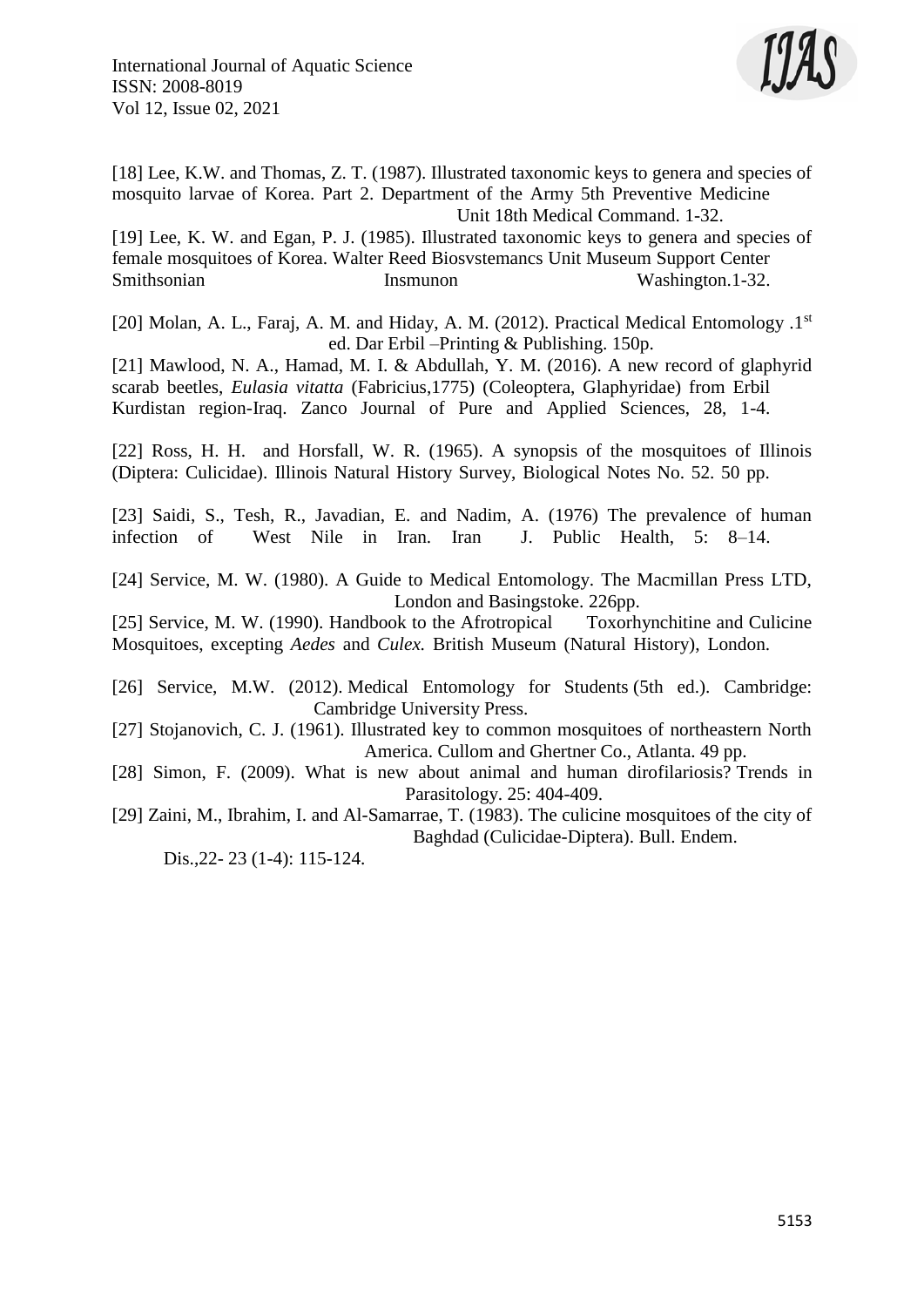[18] Lee, K.W. and Thomas, Z. T. (1987). Illustrated taxonomic keys to genera and species of mosquito larvae of Korea. Part 2. Department of the Army 5th Preventive Medicine Unit 18th Medical Command. 1-32.

[19] Lee, K. W. and Egan, P. J. (1985). Illustrated taxonomic keys to genera and species of female mosquitoes of Korea. Walter Reed Biosvstemancs Unit Museum Support Center Smithsonian Insmunon Washington.1-32.

[20] Molan, A. L., Faraj, A. M. and Hiday, A. M. (2012). Practical Medical Entomology .1st ed. Dar Erbil –Printing & Publishing. 150p.

[21] Mawlood, N. A., Hamad, M. I. & Abdullah, Y. M. (2016). A new record of glaphyrid scarab beetles, *Eulasia vitatta* (Fabricius,1775) (Coleoptera, Glaphyridae) from Erbil Kurdistan region-Iraq. Zanco Journal of Pure and Applied Sciences, 28, 1-4.

[22] Ross, H. H. and Horsfall, W. R. (1965). A synopsis of the mosquitoes of Illinois (Diptera: Culicidae). Illinois Natural History Survey, Biological Notes No. 52. 50 pp.

[23] Saidi, S., Tesh, R., Javadian, E. and Nadim, A. (1976) The prevalence of human infection of West Nile in Iran. Iran J. Public Health, 5: 8–14.

[24] Service, M. W. (1980). A Guide to Medical Entomology. The Macmillan Press LTD, London and Basingstoke. 226pp.

[25] Service, M. W. (1990). Handbook to the Afrotropical Toxorhynchitine and Culicine Mosquitoes, excepting *Aedes* and *Culex.* British Museum (Natural History), London.

[26] Service, M.W. (2012). Medical Entomology for Students (5th ed.). Cambridge: Cambridge University Press.

[27] Stojanovich, C. J. (1961). Illustrated key to common mosquitoes of northeastern North America. Cullom and Ghertner Co., Atlanta. 49 pp.

[28] Simon, F. (2009). What is new about animal and human dirofilariosis? Trends in Parasitology. 25: 404-409.

[29] Zaini, M., Ibrahim, I. and Al-Samarrae, T. (1983). The culicine mosquitoes of the city of Baghdad (Culicidae-Diptera). Bull. Endem. Dis.,22- 23 (1-4): 115-124.